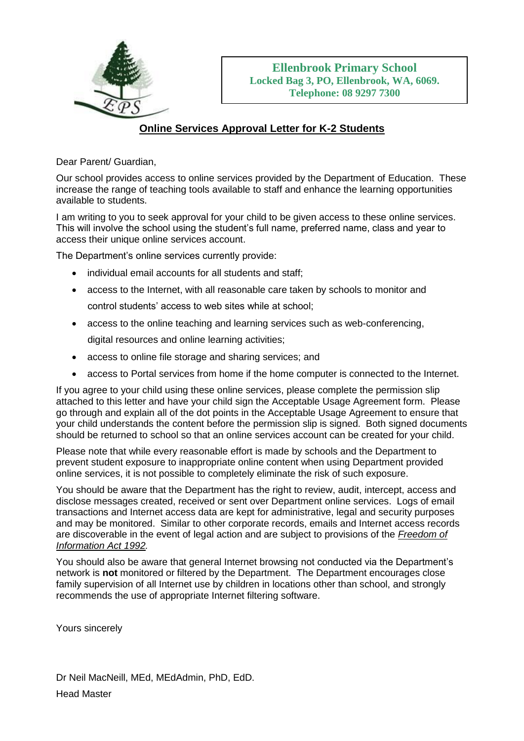**Ellenbrook Primary School**
**Locked Bag 3, PO, Ellenbrook, WA, 6069.**
**Telephone: 08 9297 7300**

## Online Services Approval Letter for K-2 Students

Dear Parent/ Guardian,

Our school provides access to online services provided by the Department of Education. These increase the range of teaching tools available to staff and enhance the learning opportunities available to students.

I am writing to you to seek approval for your child to be given access to these online services. This will involve the school using the student's full name, preferred name, class and year to access their unique online services account.

The Department's online services currently provide:

- individual email accounts for all students and staff;
- access to the Internet, with all reasonable care taken by schools to monitor and control students' access to web sites while at school;
- access to the online teaching and learning services such as web-conferencing, digital resources and online learning activities;
- access to online file storage and sharing services; and
- access to Portal services from home if the home computer is connected to the Internet.

If you agree to your child using these online services, please complete the permission slip attached to this letter and have your child sign the Acceptable Usage Agreement form. Please go through and explain all of the dot points in the Acceptable Usage Agreement to ensure that your child understands the content before the permission slip is signed. Both signed documents should be returned to school so that an online services account can be created for your child.

Please note that while every reasonable effort is made by schools and the Department to prevent student exposure to inappropriate online content when using Department provided online services, it is not possible to completely eliminate the risk of such exposure.

You should be aware that the Department has the right to review, audit, intercept, access and disclose messages created, received or sent over Department online services. Logs of email transactions and Internet access data are kept for administrative, legal and security purposes and may be monitored. Similar to other corporate records, emails and Internet access records are discoverable in the event of legal action and are subject to provisions of the *Freedom of Information Act 1992*.

You should also be aware that general Internet browsing not conducted via the Department's network is **not** monitored or filtered by the Department. The Department encourages close family supervision of all Internet use by children in locations other than school, and strongly recommends the use of appropriate Internet filtering software.

Yours sincerely

Dr Neil MacNeill, MEd, MEdAdmin, PhD, EdD.

Head Master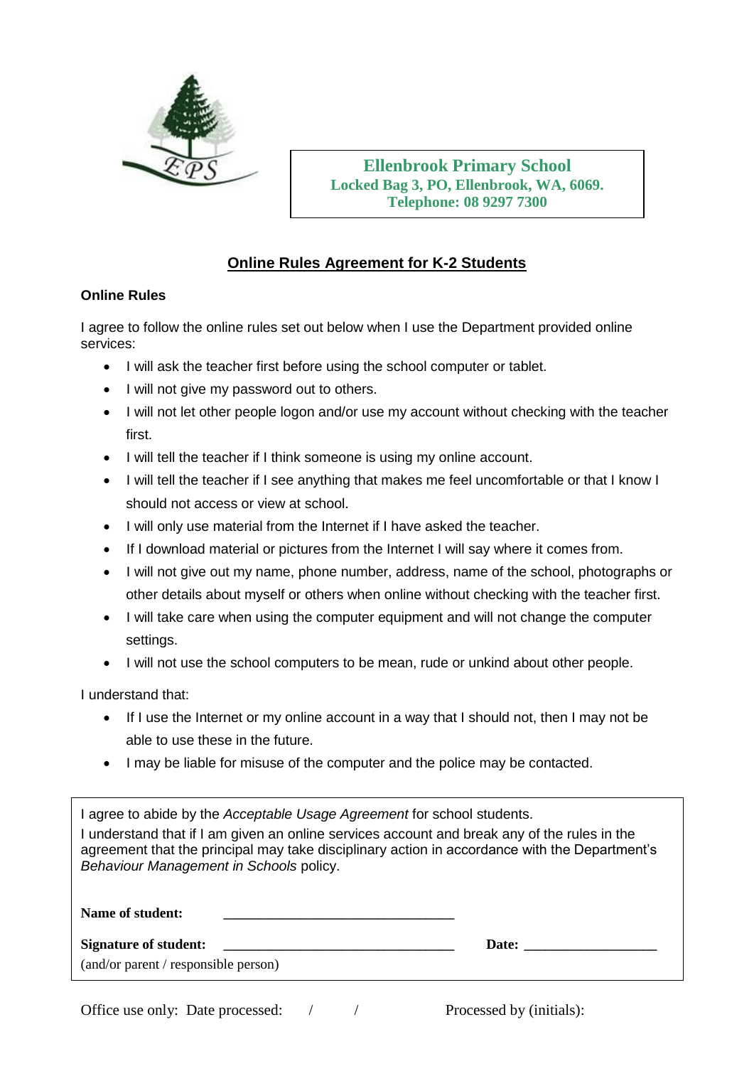**Ellenbrook Primary School**
**Locked Bag 3, PO, Ellenbrook, WA, 6069.**
**Telephone: 08 9297 7300**

## Online Rules Agreement for K-2 Students

### Online Rules

I agree to follow the online rules set out below when I use the Department provided online services:

- I will ask the teacher first before using the school computer or tablet.
- I will not give my password out to others.
- I will not let other people logon and/or use my account without checking with the teacher first.
- I will tell the teacher if I think someone is using my online account.
- I will tell the teacher if I see anything that makes me feel uncomfortable or that I know I should not access or view at school.
- I will only use material from the Internet if I have asked the teacher.
- If I download material or pictures from the Internet I will say where it comes from.
- I will not give out my name, phone number, address, name of the school, photographs or other details about myself or others when online without checking with the teacher first.
- I will take care when using the computer equipment and will not change the computer settings.
- I will not use the school computers to be mean, rude or unkind about other people.

I understand that:

- If I use the Internet or my online account in a way that I should not, then I may not be able to use these in the future.
- I may be liable for misuse of the computer and the police may be contacted.

I agree to abide by the *Acceptable Usage Agreement* for school students.

I understand that if I am given an online services account and break any of the rules in the agreement that the principal may take disciplinary action in accordance with the Department's *Behaviour Management in Schools* policy.

**Name of student:** ________________________________

**Signature of student:** ________________________________ **Date:** __________________

(and/or parent / responsible person)

Office use only: Date processed: / / Processed by (initials):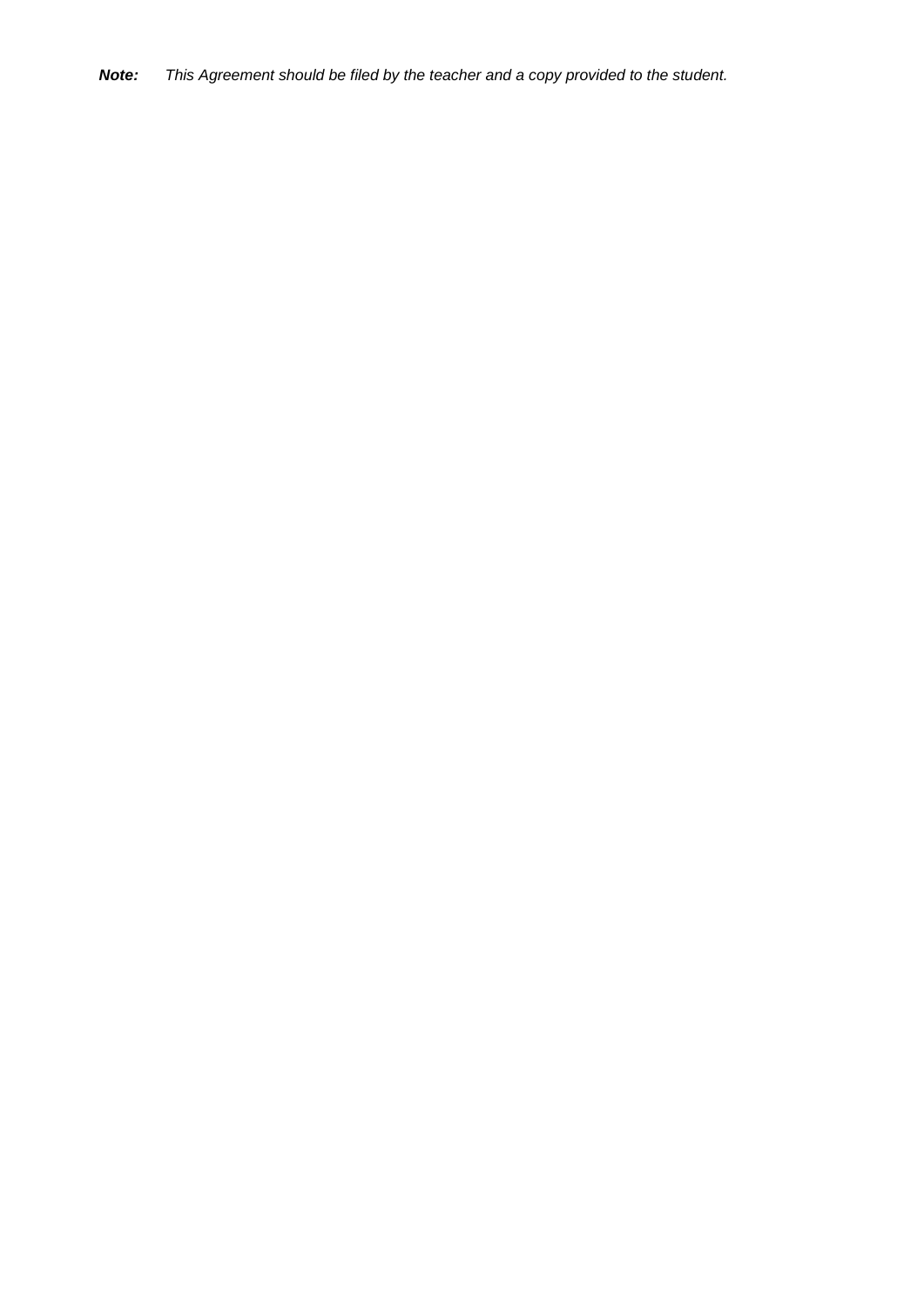***Note:*** *This Agreement should be filed by the teacher and a copy provided to the student.*